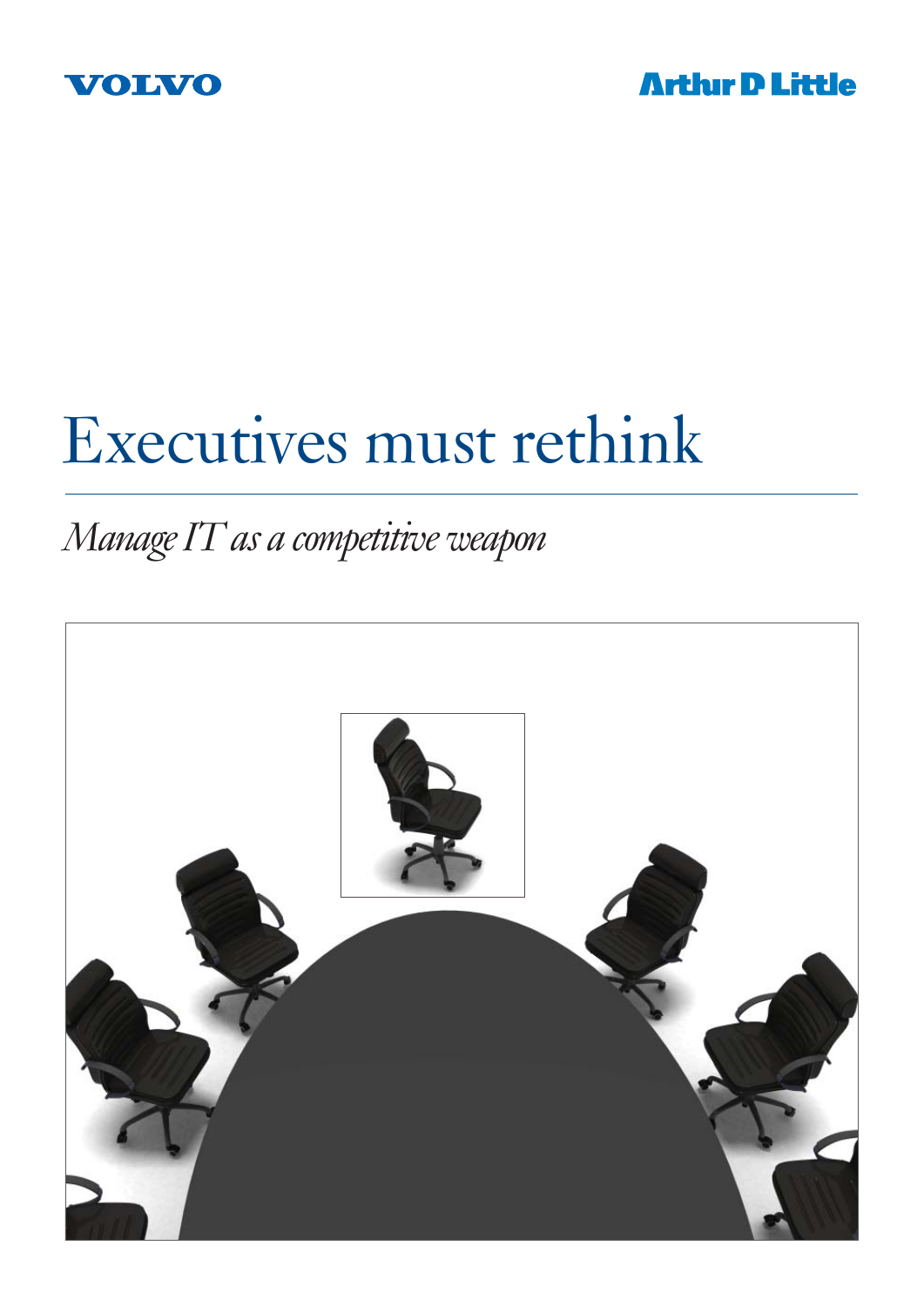VOLVO

Arthur D Little

# Executives must rethink

*Manage IT as a competitive weapon*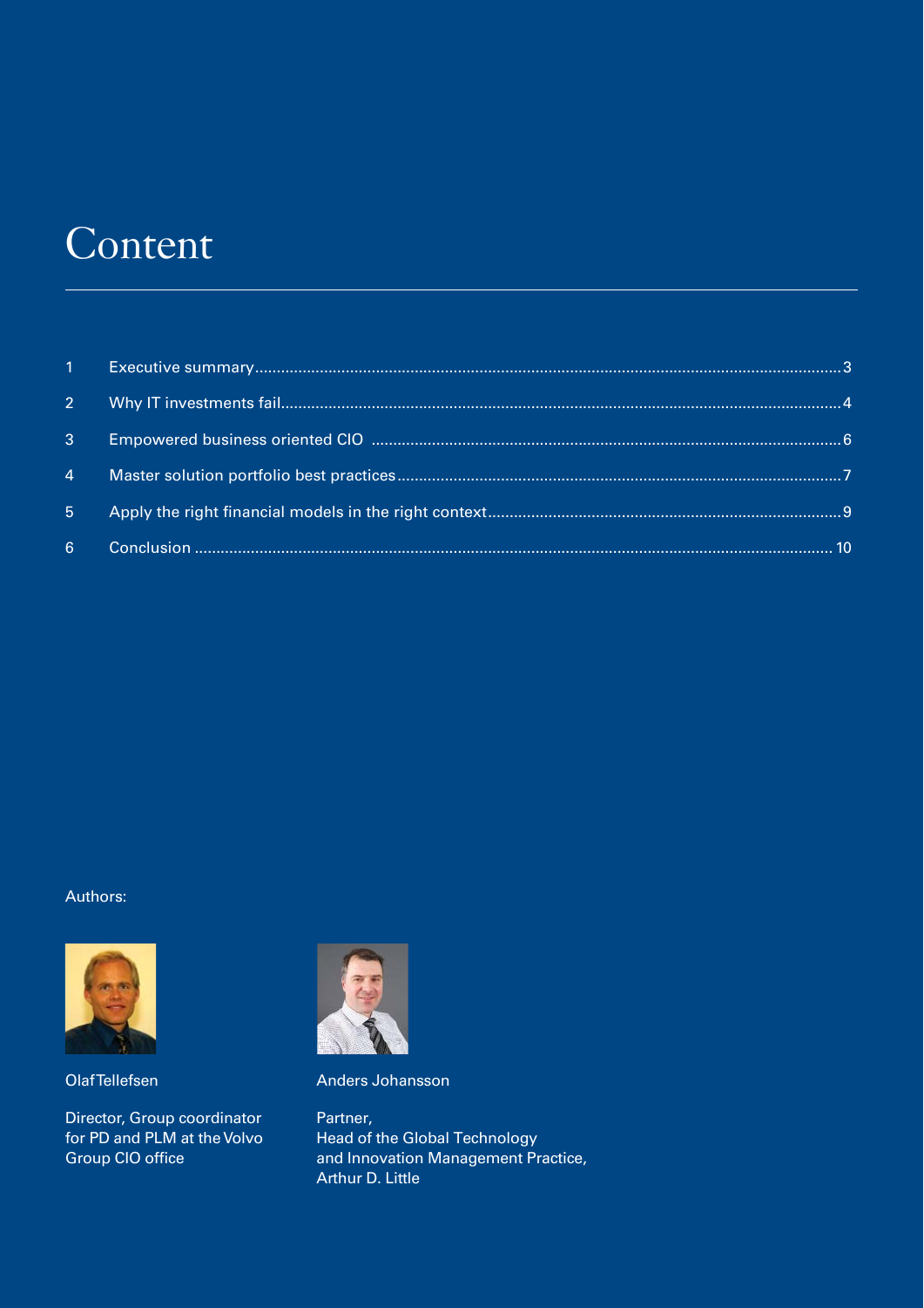# Content

| | | |
|---|---|---|
| 1 | Executive summary | 3 |
| 2 | Why IT investments fail | 4 |
| 3 | Empowered business oriented CIO | 6 |
| 4 | Master solution portfolio best practices | 7 |
| 5 | Apply the right financial models in the right context | 9 |
| 6 | Conclusion | 10 |

Authors:

Olaf Tellefsen

Director, Group coordinator for PD and PLM at the Volvo Group CIO office

Anders Johansson

Partner,
Head of the Global Technology and Innovation Management Practice,
Arthur D. Little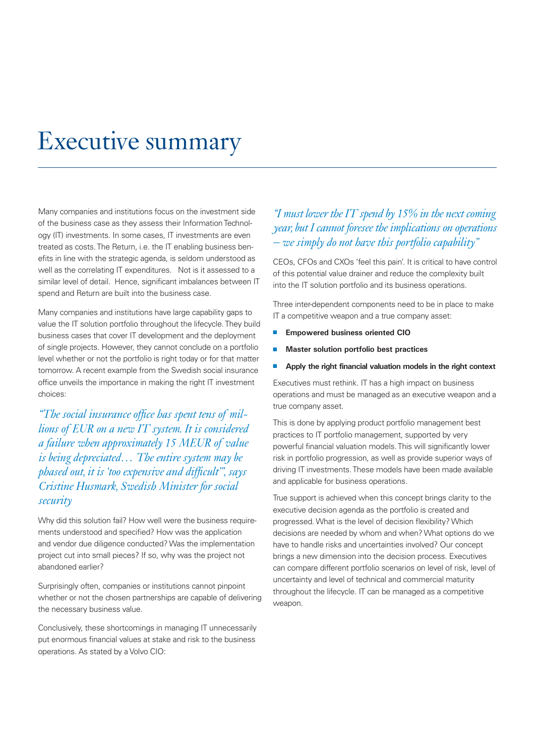# Executive summary

Many companies and institutions focus on the investment side of the business case as they assess their Information Technology (IT) investments. In some cases, IT investments are even treated as costs. The Return, i.e. the IT enabling business benefits in line with the strategic agenda, is seldom understood as well as the correlating IT expenditures. Not is it assessed to a similar level of detail. Hence, significant imbalances between IT spend and Return are built into the business case.

Many companies and institutions have large capability gaps to value the IT solution portfolio throughout the lifecycle. They build business cases that cover IT development and the deployment of single projects. However, they cannot conclude on a portfolio level whether or not the portfolio is right today or for that matter tomorrow. A recent example from the Swedish social insurance office unveils the importance in making the right IT investment choices:

*"The social insurance office has spent tens of millions of EUR on a new IT system. It is considered a failure when approximately 15 MEUR of value is being depreciated… The entire system may be phased out, it is 'too expensive and difficult'", says Cristine Husmark, Swedish Minister for social security*

Why did this solution fail? How well were the business requirements understood and specified? How was the application and vendor due diligence conducted? Was the implementation project cut into small pieces? If so, why was the project not abandoned earlier?

Surprisingly often, companies or institutions cannot pinpoint whether or not the chosen partnerships are capable of delivering the necessary business value.

Conclusively, these shortcomings in managing IT unnecessarily put enormous financial values at stake and risk to the business operations. As stated by a Volvo CIO:

*"I must lower the IT spend by 15% in the next coming year, but I cannot foresee the implications on operations – we simply do not have this portfolio capability"*

CEOs, CFOs and CXOs 'feel this pain'. It is critical to have control of this potential value drainer and reduce the complexity built into the IT solution portfolio and its business operations.

Three inter-dependent components need to be in place to make IT a competitive weapon and a true company asset:

- **Empowered business oriented CIO**
- **Master solution portfolio best practices**
- **Apply the right financial valuation models in the right context**

Executives must rethink. IT has a high impact on business operations and must be managed as an executive weapon and a true company asset.

This is done by applying product portfolio management best practices to IT portfolio management, supported by very powerful financial valuation models. This will significantly lower risk in portfolio progression, as well as provide superior ways of driving IT investments. These models have been made available and applicable for business operations.

True support is achieved when this concept brings clarity to the executive decision agenda as the portfolio is created and progressed. What is the level of decision flexibility? Which decisions are needed by whom and when? What options do we have to handle risks and uncertainties involved? Our concept brings a new dimension into the decision process. Executives can compare different portfolio scenarios on level of risk, level of uncertainty and level of technical and commercial maturity throughout the lifecycle. IT can be managed as a competitive weapon.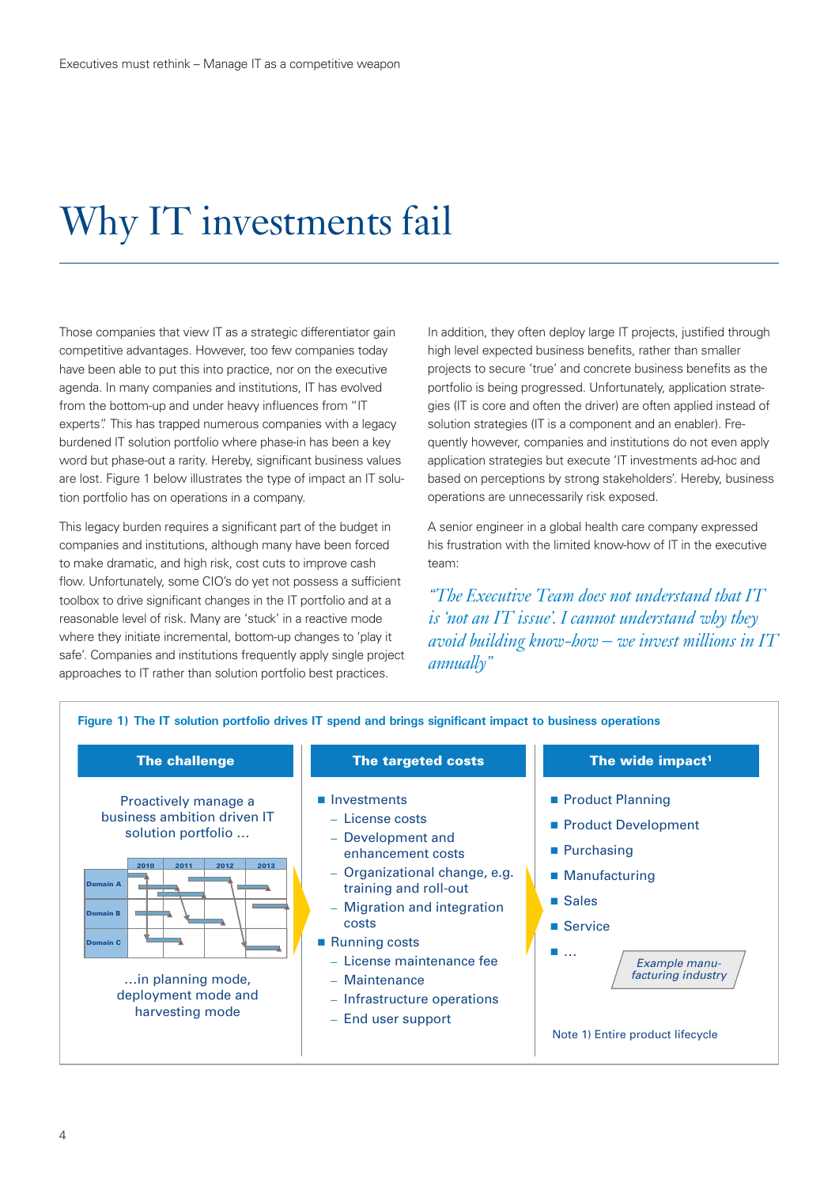# Why IT investments fail

Those companies that view IT as a strategic differentiator gain competitive advantages. However, too few companies today have been able to put this into practice, nor on the executive agenda. In many companies and institutions, IT has evolved from the bottom-up and under heavy influences from "IT experts". This has trapped numerous companies with a legacy burdened IT solution portfolio where phase-in has been a key word but phase-out a rarity. Hereby, significant business values are lost. Figure 1 below illustrates the type of impact an IT solution portfolio has on operations in a company.

This legacy burden requires a significant part of the budget in companies and institutions, although many have been forced to make dramatic, and high risk, cost cuts to improve cash flow. Unfortunately, some CIO's do yet not possess a sufficient toolbox to drive significant changes in the IT portfolio and at a reasonable level of risk. Many are 'stuck' in a reactive mode where they initiate incremental, bottom-up changes to 'play it safe'. Companies and institutions frequently apply single project approaches to IT rather than solution portfolio best practices.

In addition, they often deploy large IT projects, justified through high level expected business benefits, rather than smaller projects to secure 'true' and concrete business benefits as the portfolio is being progressed. Unfortunately, application strategies (IT is core and often the driver) are often applied instead of solution strategies (IT is a component and an enabler). Frequently however, companies and institutions do not even apply application strategies but execute 'IT investments ad-hoc and based on perceptions by strong stakeholders'. Hereby, business operations are unnecessarily risk exposed.

A senior engineer in a global health care company expressed his frustration with the limited know-how of IT in the executive team:

> *"The Executive Team does not understand that IT is 'not an IT issue'. I cannot understand why they avoid building know-how – we invest millions in IT annually"*

**Figure 1) The IT solution portfolio drives IT spend and brings significant impact to business operations**

**The challenge**

Proactively manage a business ambition driven IT solution portfolio ...

| | 2010 | 2011 | 2012 | 2013 |
|---|---|---|---|---|
| Domain A | | | | |
| Domain B | | | | |
| Domain C | | | | |

...in planning mode, deployment mode and harvesting mode

**The targeted costs**

- Investments
  - License costs
  - Development and enhancement costs
  - Organizational change, e.g. training and roll-out
  - Migration and integration costs
- Running costs
  - License maintenance fee
  - Maintenance
  - Infrastructure operations
  - End user support

**The wide impact[1]**

- Product Planning
- Product Development
- Purchasing
- Manufacturing
- Sales
- Service
- ...

*Example manufacturing industry*

Note 1) Entire product lifecycle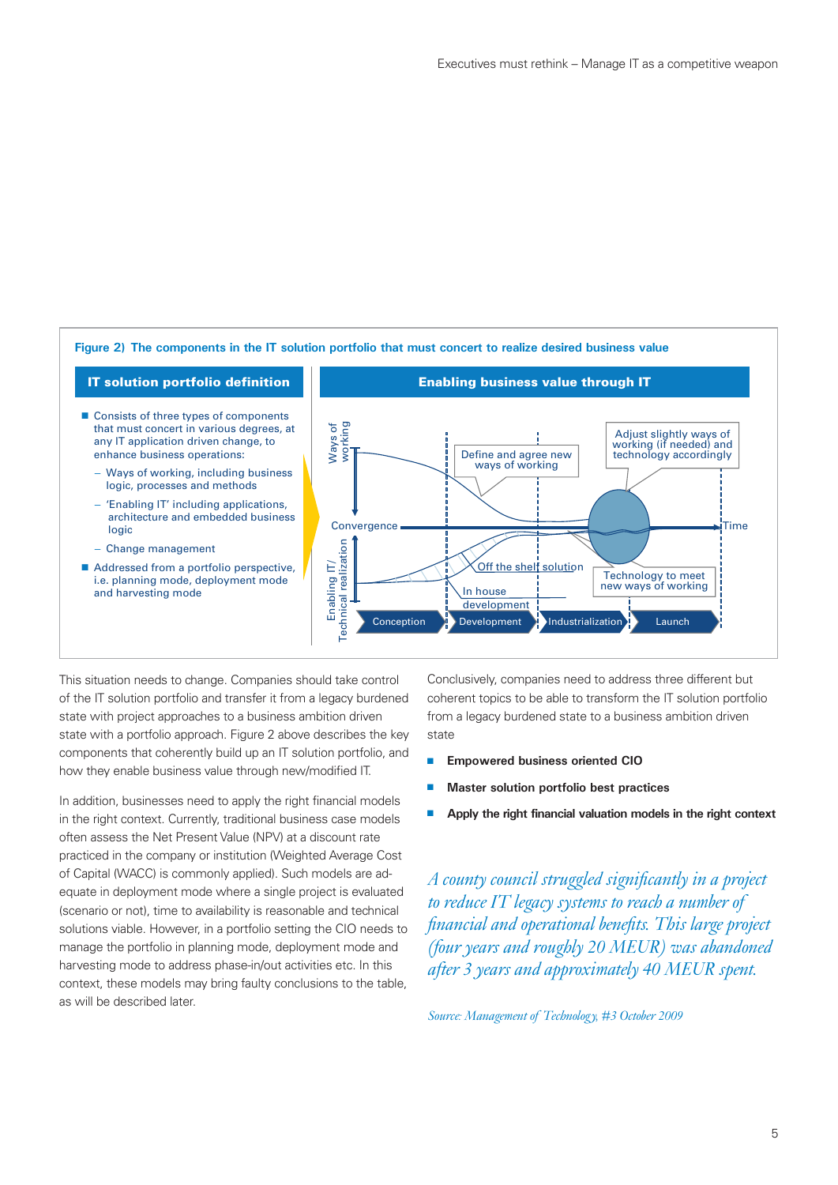**Figure 2) The components in the IT solution portfolio that must concert to realize desired business value**

**IT solution portfolio definition**

- Consists of three types of components that must concert in various degrees, at any IT application driven change, to enhance business operations:
  - Ways of working, including business logic, processes and methods
  - 'Enabling IT' including applications, architecture and embedded business logic
  - Change management
- Addressed from a portfolio perspective, i.e. planning mode, deployment mode and harvesting mode

**Enabling business value through IT**

Ways of working; Convergence; Enabling IT/ Technical realization; Time; Define and agree new ways of working; Adjust slightly ways of working (if needed) and technology accordingly; Off the shelf solution; In house development; Technology to meet new ways of working; Conception; Development; Industrialization; Launch

This situation needs to change. Companies should take control of the IT solution portfolio and transfer it from a legacy burdened state with project approaches to a business ambition driven state with a portfolio approach. Figure 2 above describes the key components that coherently build up an IT solution portfolio, and how they enable business value through new/modified IT.

In addition, businesses need to apply the right financial models in the right context. Currently, traditional business case models often assess the Net Present Value (NPV) at a discount rate practiced in the company or institution (Weighted Average Cost of Capital (WACC) is commonly applied). Such models are adequate in deployment mode where a single project is evaluated (scenario or not), time to availability is reasonable and technical solutions viable. However, in a portfolio setting the CIO needs to manage the portfolio in planning mode, deployment mode and harvesting mode to address phase-in/out activities etc. In this context, these models may bring faulty conclusions to the table, as will be described later.

Conclusively, companies need to address three different but coherent topics to be able to transform the IT solution portfolio from a legacy burdened state to a business ambition driven state

- **Empowered business oriented CIO**
- **Master solution portfolio best practices**
- **Apply the right financial valuation models in the right context**

*A county council struggled significantly in a project to reduce IT legacy systems to reach a number of financial and operational benefits. This large project (four years and roughly 20 MEUR) was abandoned after 3 years and approximately 40 MEUR spent.*

*Source: Management of Technology, #3 October 2009*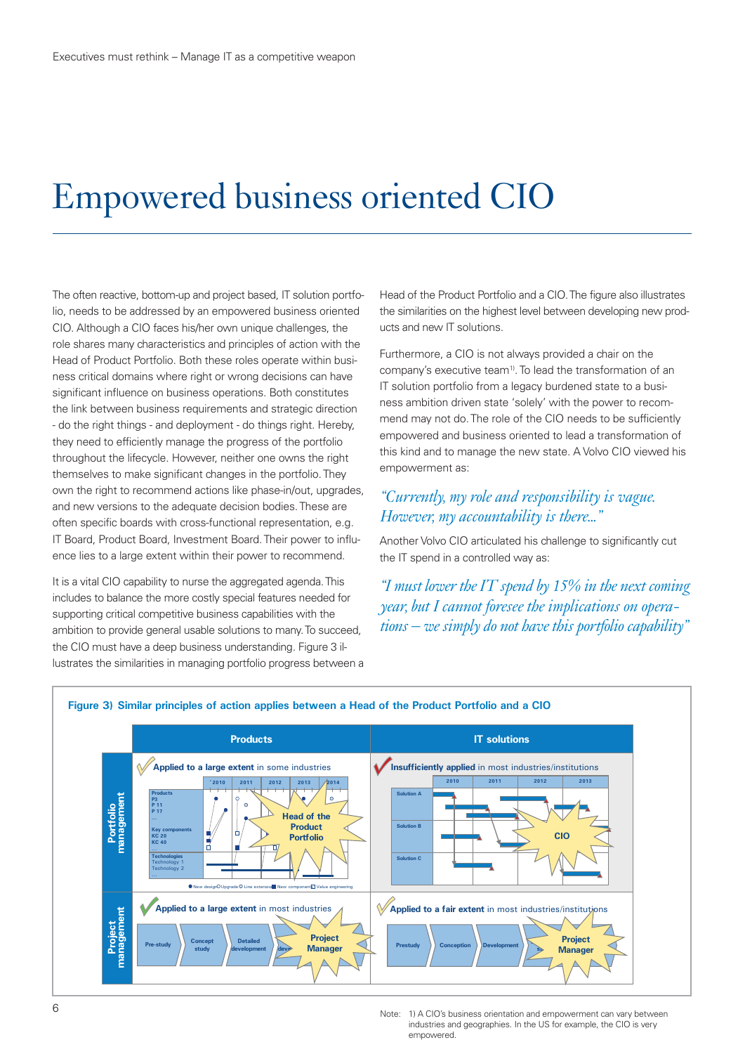# Empowered business oriented CIO

The often reactive, bottom-up and project based, IT solution portfolio, needs to be addressed by an empowered business oriented CIO. Although a CIO faces his/her own unique challenges, the role shares many characteristics and principles of action with the Head of Product Portfolio. Both these roles operate within business critical domains where right or wrong decisions can have significant influence on business operations. Both constitutes the link between business requirements and strategic direction - do the right things - and deployment - do things right. Hereby, they need to efficiently manage the progress of the portfolio throughout the lifecycle. However, neither one owns the right themselves to make significant changes in the portfolio. They own the right to recommend actions like phase-in/out, upgrades, and new versions to the adequate decision bodies. These are often specific boards with cross-functional representation, e.g. IT Board, Product Board, Investment Board. Their power to influence lies to a large extent within their power to recommend.

It is a vital CIO capability to nurse the aggregated agenda. This includes to balance the more costly special features needed for supporting critical competitive business capabilities with the ambition to provide general usable solutions to many. To succeed, the CIO must have a deep business understanding. Figure 3 illustrates the similarities in managing portfolio progress between a Head of the Product Portfolio and a CIO. The figure also illustrates the similarities on the highest level between developing new products and new IT solutions.

Furthermore, a CIO is not always provided a chair on the company's executive team[1]. To lead the transformation of an IT solution portfolio from a legacy burdened state to a business ambition driven state 'solely' with the power to recommend may not do. The role of the CIO needs to be sufficiently empowered and business oriented to lead a transformation of this kind and to manage the new state. A Volvo CIO viewed his empowerment as:

*"Currently, my role and responsibility is vague. However, my accountability is there..."*

Another Volvo CIO articulated his challenge to significantly cut the IT spend in a controlled way as:

*"I must lower the IT spend by 15% in the next coming year, but I cannot foresee the implications on operations – we simply do not have this portfolio capability"*

**Figure 3) Similar principles of action applies between a Head of the Product Portfolio and a CIO**

| | Products | IT solutions |
|---|---|---|
| Portfolio management | Applied to a large extent in some industries — Head of the Product Portfolio | Insufficiently applied in most industries/institutions — CIO |
| Project management | Applied to a large extent in most industries — Project Manager (Pre-study, Concept study, Detailed development) | Applied to a fair extent in most industries/institutions — Project Manager (Prestudy, Conception, Development) |

Note: 1) A CIO's business orientation and empowerment can vary between industries and geographies. In the US for example, the CIO is very empowered.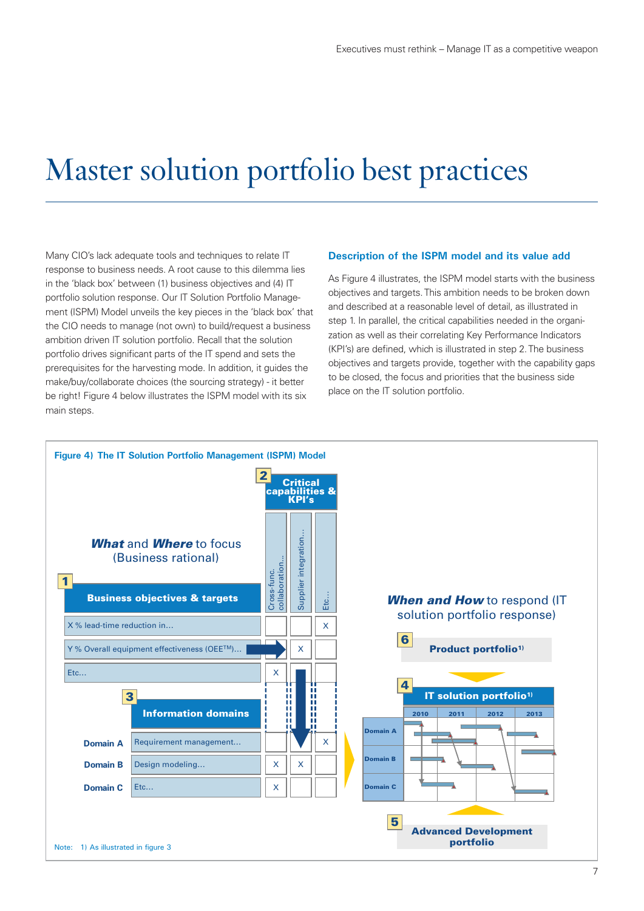# Master solution portfolio best practices

Many CIO's lack adequate tools and techniques to relate IT response to business needs. A root cause to this dilemma lies in the 'black box' between (1) business objectives and (4) IT portfolio solution response. Our IT Solution Portfolio Management (ISPM) Model unveils the key pieces in the 'black box' that the CIO needs to manage (not own) to build/request a business ambition driven IT solution portfolio. Recall that the solution portfolio drives significant parts of the IT spend and sets the prerequisites for the harvesting mode. In addition, it guides the make/buy/collaborate choices (the sourcing strategy) - it better be right! Figure 4 below illustrates the ISPM model with its six main steps.

### Description of the ISPM model and its value add

As Figure 4 illustrates, the ISPM model starts with the business objectives and targets. This ambition needs to be broken down and described at a reasonable level of detail, as illustrated in step 1. In parallel, the critical capabilities needed in the organization as well as their correlating Key Performance Indicators (KPI's) are defined, which is illustrated in step 2. The business objectives and targets provide, together with the capability gaps to be closed, the focus and priorities that the business side place on the IT solution portfolio.

**Figure 4) The IT Solution Portfolio Management (ISPM) Model**

***What*** and ***Where*** to focus (Business rational)

**1 Business objectives & targets**

**2 Critical capabilities & KPI's**

| Business objectives & targets | Cross-func. collaboration... | Supplier integration... | Etc... |
|---|---|---|---|
| X % lead-time reduction in... | | | X |
| Y % Overall equipment effectiveness (OEE™)... | | X | |
| Etc... | X | | |

**3 Information domains**

| | Information domains | Cross-func. collaboration... | Supplier integration... | Etc... |
|---|---|---|---|---|
| Domain A | Requirement management... | | | X |
| Domain B | Design modeling... | X | X | |
| Domain C | Etc... | X | | |

***When and How*** to respond (IT solution portfolio response)

**6 Product portfolio**[1]

**4 IT solution portfolio**[1] (Domain A, Domain B, Domain C; 2010, 2011, 2012, 2013)

**5 Advanced Development portfolio**

Note: 1) As illustrated in figure 3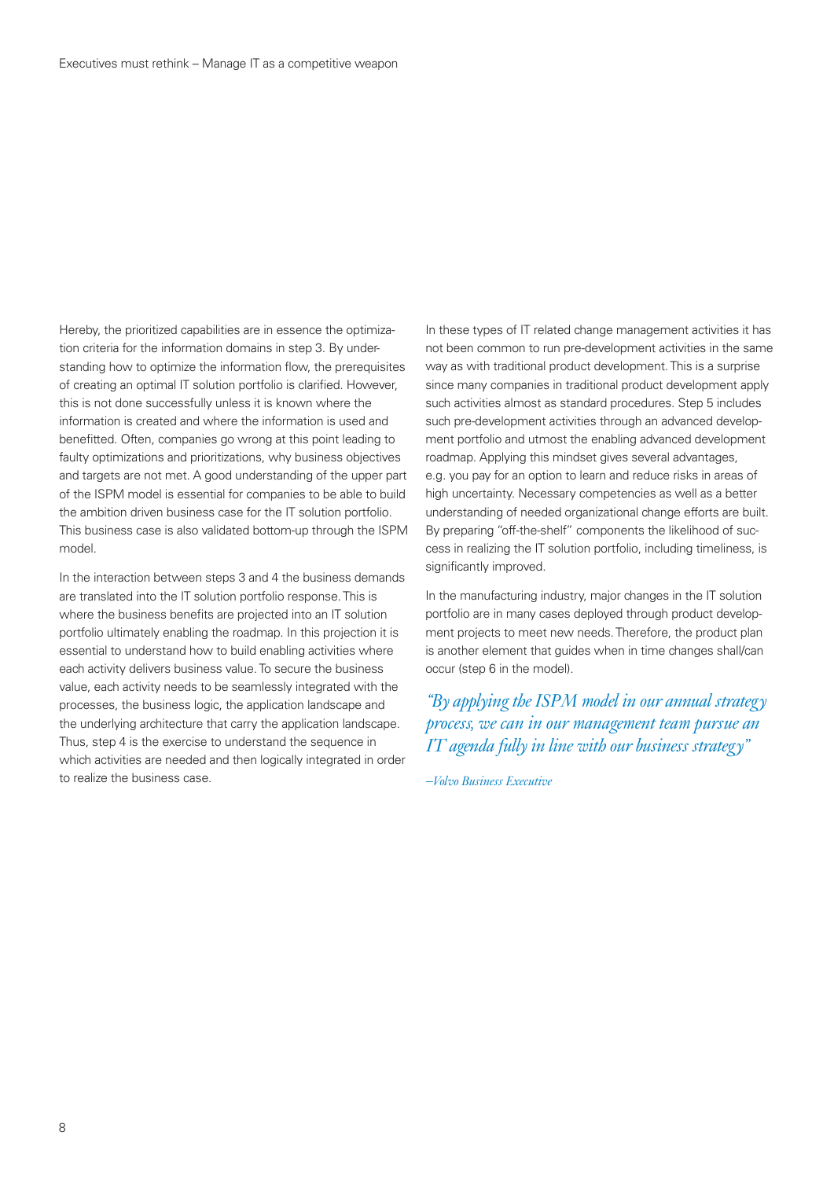Hereby, the prioritized capabilities are in essence the optimization criteria for the information domains in step 3. By understanding how to optimize the information flow, the prerequisites of creating an optimal IT solution portfolio is clarified. However, this is not done successfully unless it is known where the information is created and where the information is used and benefitted. Often, companies go wrong at this point leading to faulty optimizations and prioritizations, why business objectives and targets are not met. A good understanding of the upper part of the ISPM model is essential for companies to be able to build the ambition driven business case for the IT solution portfolio. This business case is also validated bottom-up through the ISPM model.

In the interaction between steps 3 and 4 the business demands are translated into the IT solution portfolio response. This is where the business benefits are projected into an IT solution portfolio ultimately enabling the roadmap. In this projection it is essential to understand how to build enabling activities where each activity delivers business value. To secure the business value, each activity needs to be seamlessly integrated with the processes, the business logic, the application landscape and the underlying architecture that carry the application landscape. Thus, step 4 is the exercise to understand the sequence in which activities are needed and then logically integrated in order to realize the business case.

In these types of IT related change management activities it has not been common to run pre-development activities in the same way as with traditional product development. This is a surprise since many companies in traditional product development apply such activities almost as standard procedures. Step 5 includes such pre-development activities through an advanced development portfolio and utmost the enabling advanced development roadmap. Applying this mindset gives several advantages, e.g. you pay for an option to learn and reduce risks in areas of high uncertainty. Necessary competencies as well as a better understanding of needed organizational change efforts are built. By preparing "off-the-shelf" components the likelihood of success in realizing the IT solution portfolio, including timeliness, is significantly improved.

In the manufacturing industry, major changes in the IT solution portfolio are in many cases deployed through product development projects to meet new needs. Therefore, the product plan is another element that guides when in time changes shall/can occur (step 6 in the model).

*"By applying the ISPM model in our annual strategy process, we can in our management team pursue an IT agenda fully in line with our business strategy"*

*–Volvo Business Executive*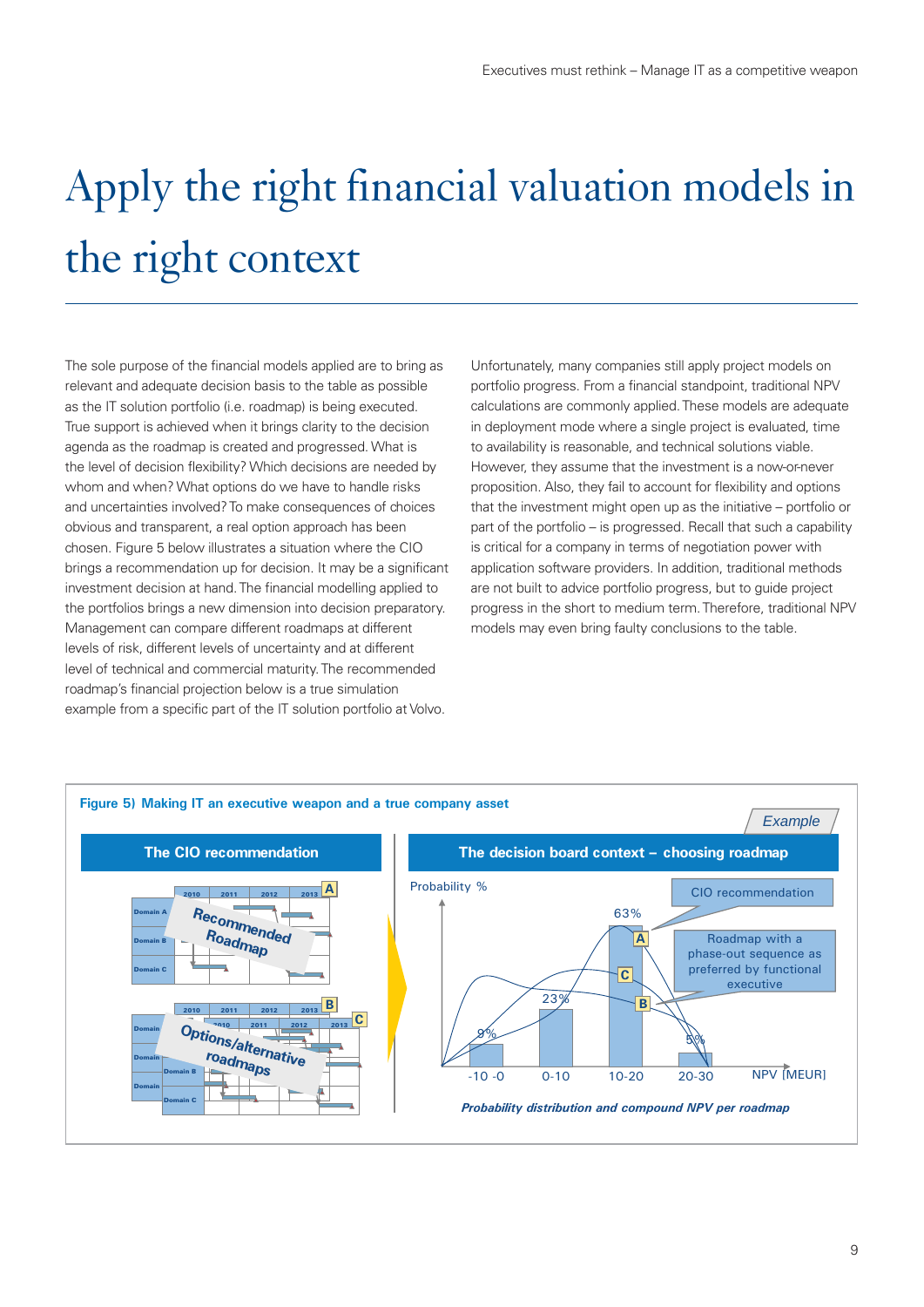# Apply the right financial valuation models in the right context

The sole purpose of the financial models applied are to bring as relevant and adequate decision basis to the table as possible as the IT solution portfolio (i.e. roadmap) is being executed. True support is achieved when it brings clarity to the decision agenda as the roadmap is created and progressed. What is the level of decision flexibility? Which decisions are needed by whom and when? What options do we have to handle risks and uncertainties involved? To make consequences of choices obvious and transparent, a real option approach has been chosen. Figure 5 below illustrates a situation where the CIO brings a recommendation up for decision. It may be a significant investment decision at hand. The financial modelling applied to the portfolios brings a new dimension into decision preparatory. Management can compare different roadmaps at different levels of risk, different levels of uncertainty and at different level of technical and commercial maturity. The recommended roadmap's financial projection below is a true simulation example from a specific part of the IT solution portfolio at Volvo.

Unfortunately, many companies still apply project models on portfolio progress. From a financial standpoint, traditional NPV calculations are commonly applied. These models are adequate in deployment mode where a single project is evaluated, time to availability is reasonable, and technical solutions viable. However, they assume that the investment is a now-or-never proposition. Also, they fail to account for flexibility and options that the investment might open up as the initiative – portfolio or part of the portfolio – is progressed. Recall that such a capability is critical for a company in terms of negotiation power with application software providers. In addition, traditional methods are not built to advice portfolio progress, but to guide project progress in the short to medium term. Therefore, traditional NPV models may even bring faulty conclusions to the table.

**Figure 5) Making IT an executive weapon and a true company asset**

*Example*

**The CIO recommendation**

Recommended Roadmap (A) — Domain A, Domain B, Domain C; 2010, 2011, 2012, 2013

Options/alternative roadmaps (B, C) — Domain A, Domain B, Domain C; 2010, 2011, 2012, 2013

**The decision board context – choosing roadmap**

Probability %

| NPV [MEUR] | -10 -0 | 0-10 | 10-20 | 20-30 |
|---|---|---|---|---|
| Probability % | 9% | 23% | 63% | 5% |

A: CIO recommendation

B, C: Roadmap with a phase-out sequence as preferred by functional executive

*Probability distribution and compound NPV per roadmap*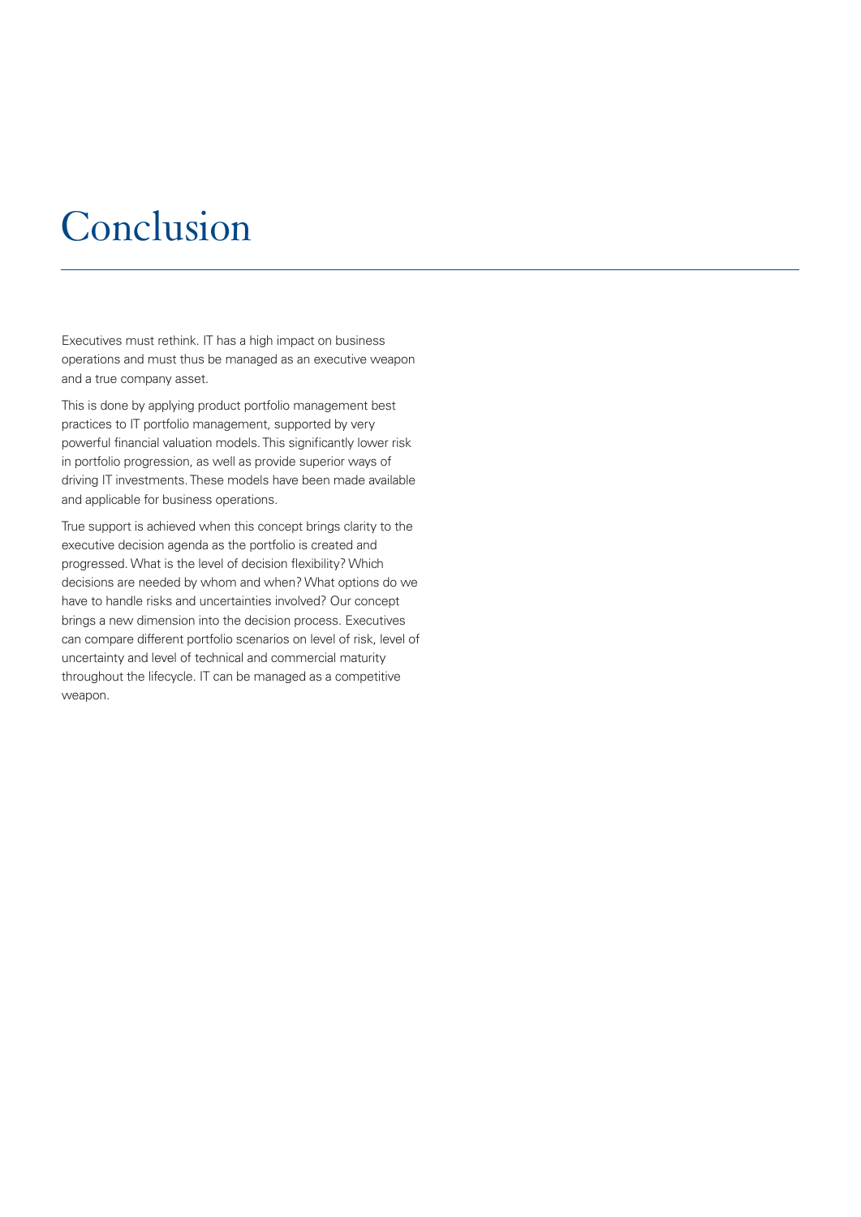# Conclusion

Executives must rethink. IT has a high impact on business operations and must thus be managed as an executive weapon and a true company asset.

This is done by applying product portfolio management best practices to IT portfolio management, supported by very powerful financial valuation models. This significantly lower risk in portfolio progression, as well as provide superior ways of driving IT investments. These models have been made available and applicable for business operations.

True support is achieved when this concept brings clarity to the executive decision agenda as the portfolio is created and progressed. What is the level of decision flexibility? Which decisions are needed by whom and when? What options do we have to handle risks and uncertainties involved? Our concept brings a new dimension into the decision process. Executives can compare different portfolio scenarios on level of risk, level of uncertainty and level of technical and commercial maturity throughout the lifecycle. IT can be managed as a competitive weapon.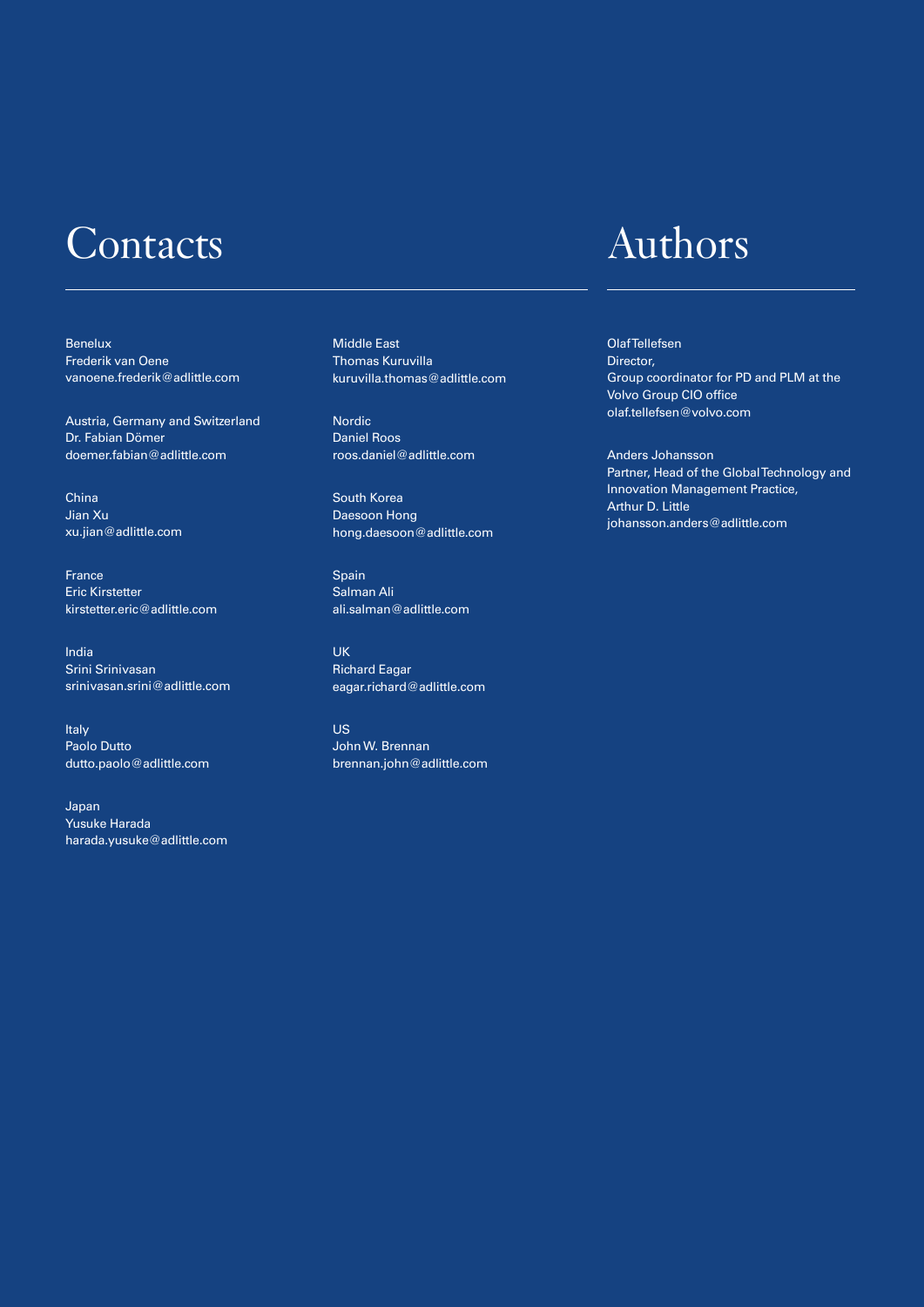# Contacts

Benelux
Frederik van Oene
vanoene.frederik@adlittle.com

Austria, Germany and Switzerland
Dr. Fabian Dömer
doemer.fabian@adlittle.com

China
Jian Xu
xu.jian@adlittle.com

France
Eric Kirstetter
kirstetter.eric@adlittle.com

India
Srini Srinivasan
srinivasan.srini@adlittle.com

Italy
Paolo Dutto
dutto.paolo@adlittle.com

Japan
Yusuke Harada
harada.yusuke@adlittle.com

Middle East
Thomas Kuruvilla
kuruvilla.thomas@adlittle.com

Nordic
Daniel Roos
roos.daniel@adlittle.com

South Korea
Daesoon Hong
hong.daesoon@adlittle.com

Spain
Salman Ali
ali.salman@adlittle.com

UK
Richard Eagar
eagar.richard@adlittle.com

US
John W. Brennan
brennan.john@adlittle.com

# Authors

Olaf Tellefsen
Director,
Group coordinator for PD and PLM at the Volvo Group CIO office
olaf.tellefsen@volvo.com

Anders Johansson
Partner, Head of the Global Technology and Innovation Management Practice,
Arthur D. Little
johansson.anders@adlittle.com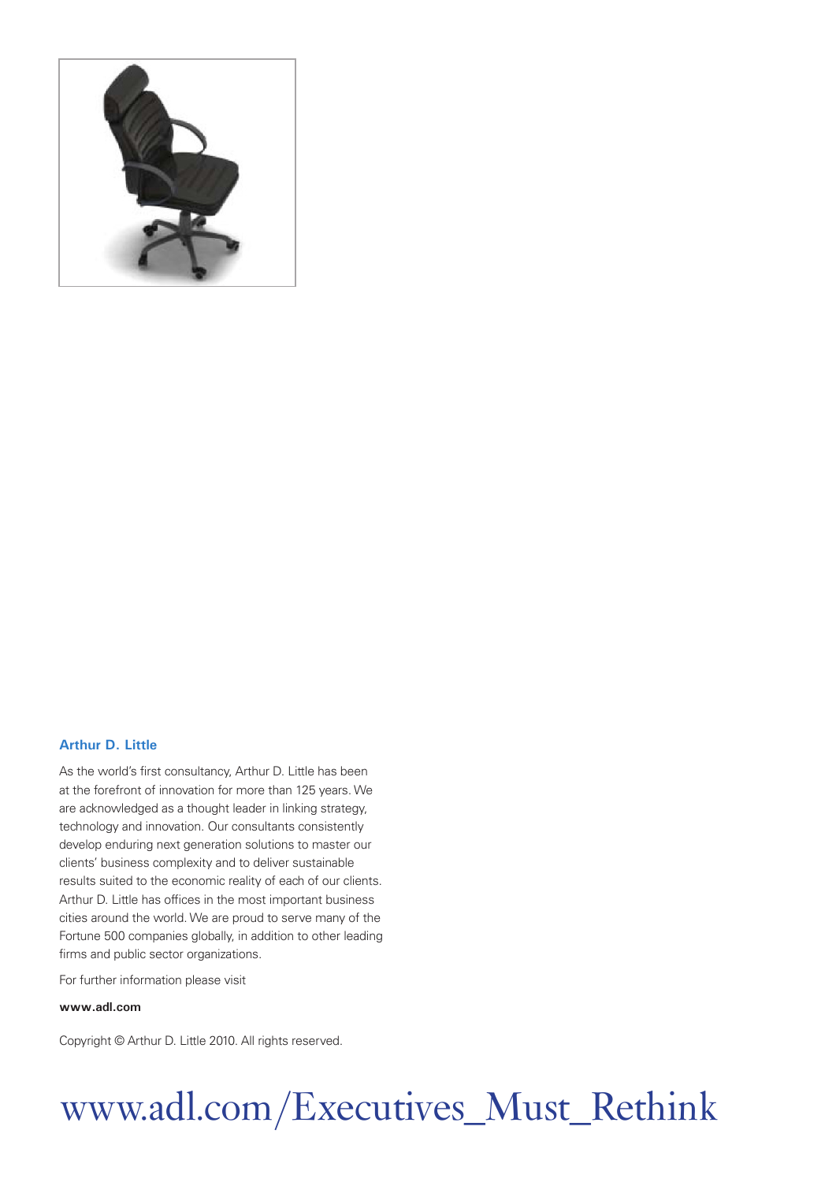### Arthur D. Little

As the world's first consultancy, Arthur D. Little has been at the forefront of innovation for more than 125 years. We are acknowledged as a thought leader in linking strategy, technology and innovation. Our consultants consistently develop enduring next generation solutions to master our clients' business complexity and to deliver sustainable results suited to the economic reality of each of our clients. Arthur D. Little has offices in the most important business cities around the world. We are proud to serve many of the Fortune 500 companies globally, in addition to other leading firms and public sector organizations.

For further information please visit

**www.adl.com**

Copyright © Arthur D. Little 2010. All rights reserved.

www.adl.com/Executives_Must_Rethink